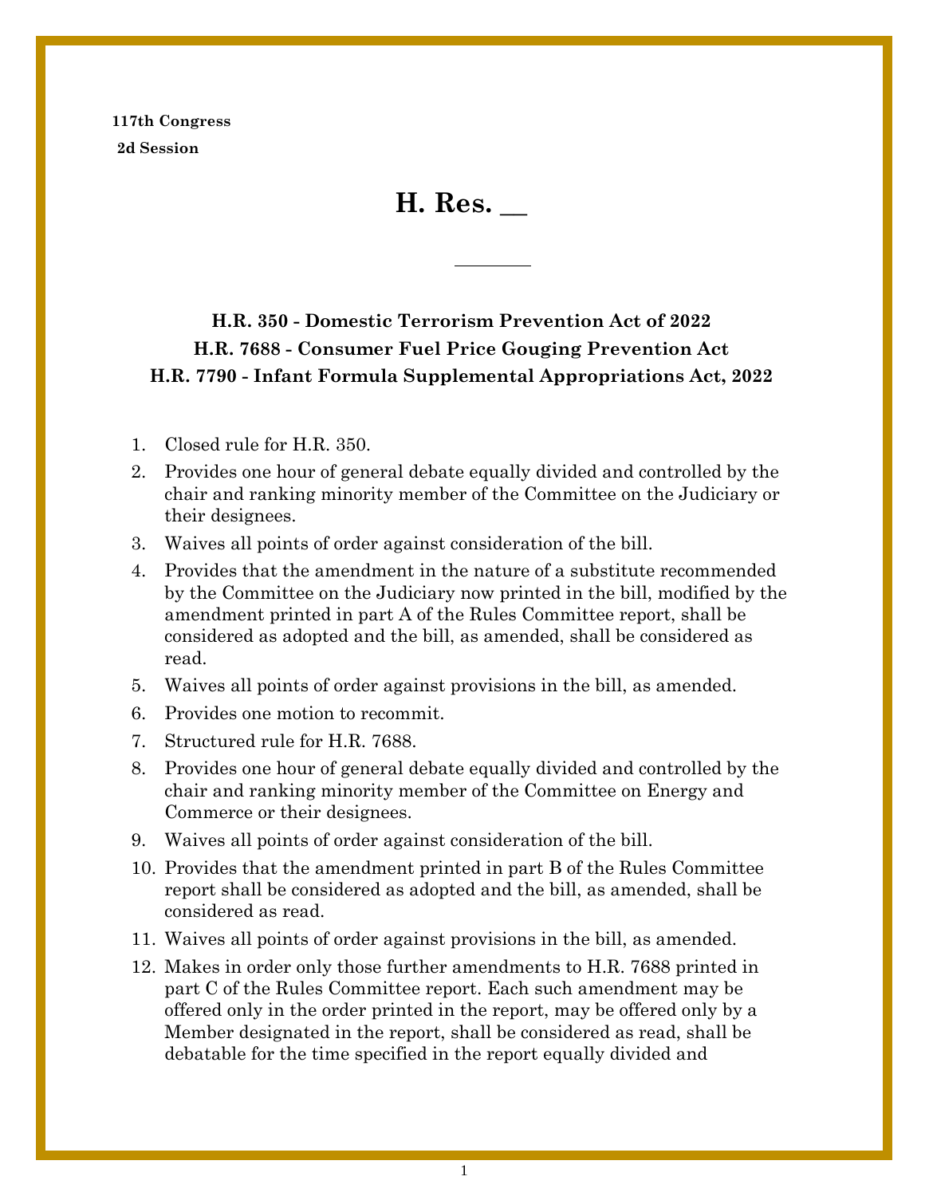**117th Congress**
**2d Session**

# H. Res. __

---

**H.R. 350 - Domestic Terrorism Prevention Act of 2022**
**H.R. 7688 - Consumer Fuel Price Gouging Prevention Act**
**H.R. 7790 - Infant Formula Supplemental Appropriations Act, 2022**

1. Closed rule for H.R. 350.
2. Provides one hour of general debate equally divided and controlled by the chair and ranking minority member of the Committee on the Judiciary or their designees.
3. Waives all points of order against consideration of the bill.
4. Provides that the amendment in the nature of a substitute recommended by the Committee on the Judiciary now printed in the bill, modified by the amendment printed in part A of the Rules Committee report, shall be considered as adopted and the bill, as amended, shall be considered as read.
5. Waives all points of order against provisions in the bill, as amended.
6. Provides one motion to recommit.
7. Structured rule for H.R. 7688.
8. Provides one hour of general debate equally divided and controlled by the chair and ranking minority member of the Committee on Energy and Commerce or their designees.
9. Waives all points of order against consideration of the bill.
10. Provides that the amendment printed in part B of the Rules Committee report shall be considered as adopted and the bill, as amended, shall be considered as read.
11. Waives all points of order against provisions in the bill, as amended.
12. Makes in order only those further amendments to H.R. 7688 printed in part C of the Rules Committee report. Each such amendment may be offered only in the order printed in the report, may be offered only by a Member designated in the report, shall be considered as read, shall be debatable for the time specified in the report equally divided and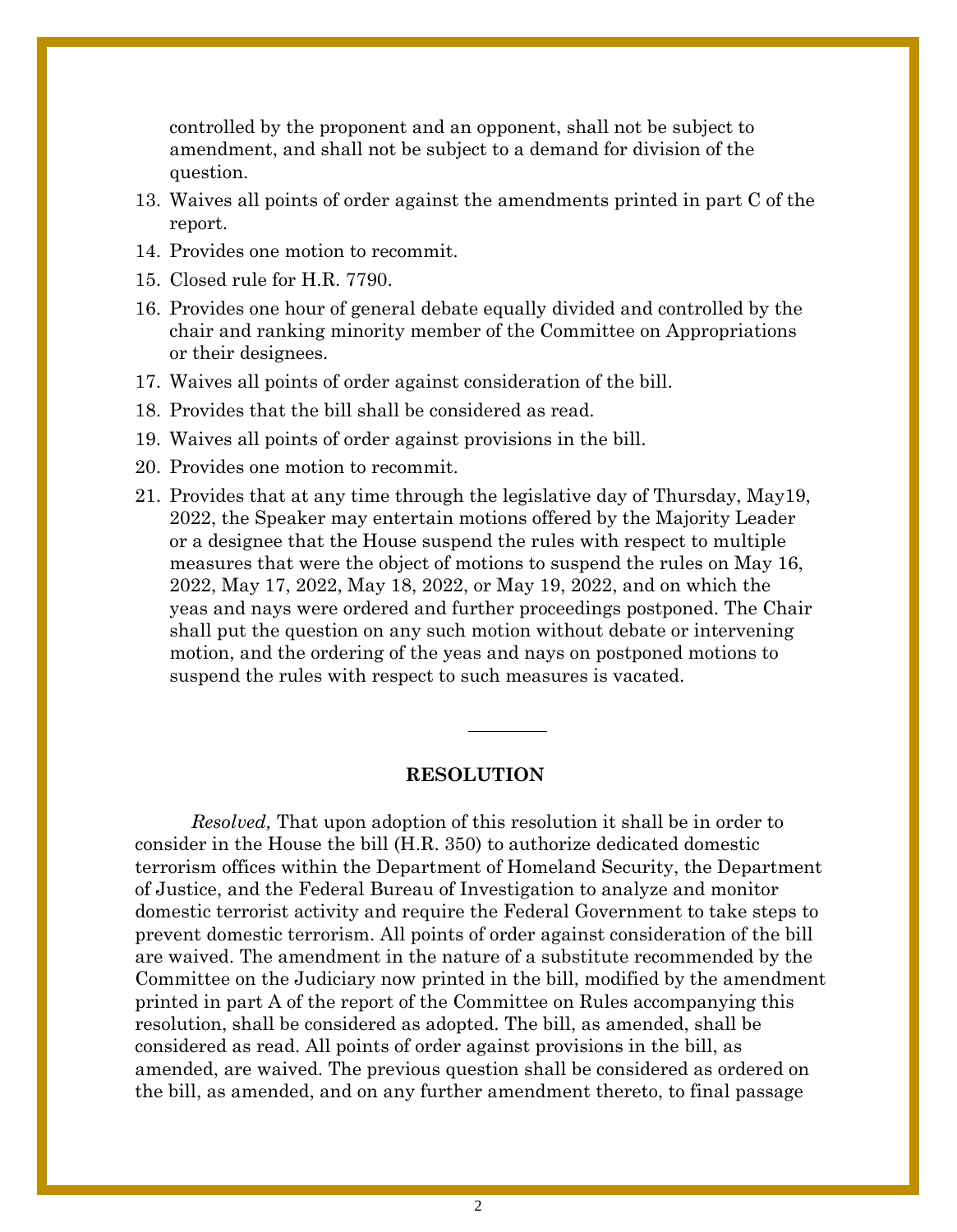controlled by the proponent and an opponent, shall not be subject to amendment, and shall not be subject to a demand for division of the question.

13. Waives all points of order against the amendments printed in part C of the report.
14. Provides one motion to recommit.
15. Closed rule for H.R. 7790.
16. Provides one hour of general debate equally divided and controlled by the chair and ranking minority member of the Committee on Appropriations or their designees.
17. Waives all points of order against consideration of the bill.
18. Provides that the bill shall be considered as read.
19. Waives all points of order against provisions in the bill.
20. Provides one motion to recommit.
21. Provides that at any time through the legislative day of Thursday, May19, 2022, the Speaker may entertain motions offered by the Majority Leader or a designee that the House suspend the rules with respect to multiple measures that were the object of motions to suspend the rules on May 16, 2022, May 17, 2022, May 18, 2022, or May 19, 2022, and on which the yeas and nays were ordered and further proceedings postponed. The Chair shall put the question on any such motion without debate or intervening motion, and the ordering of the yeas and nays on postponed motions to suspend the rules with respect to such measures is vacated.

---

**RESOLUTION**

*Resolved,* That upon adoption of this resolution it shall be in order to consider in the House the bill (H.R. 350) to authorize dedicated domestic terrorism offices within the Department of Homeland Security, the Department of Justice, and the Federal Bureau of Investigation to analyze and monitor domestic terrorist activity and require the Federal Government to take steps to prevent domestic terrorism. All points of order against consideration of the bill are waived. The amendment in the nature of a substitute recommended by the Committee on the Judiciary now printed in the bill, modified by the amendment printed in part A of the report of the Committee on Rules accompanying this resolution, shall be considered as adopted. The bill, as amended, shall be considered as read. All points of order against provisions in the bill, as amended, are waived. The previous question shall be considered as ordered on the bill, as amended, and on any further amendment thereto, to final passage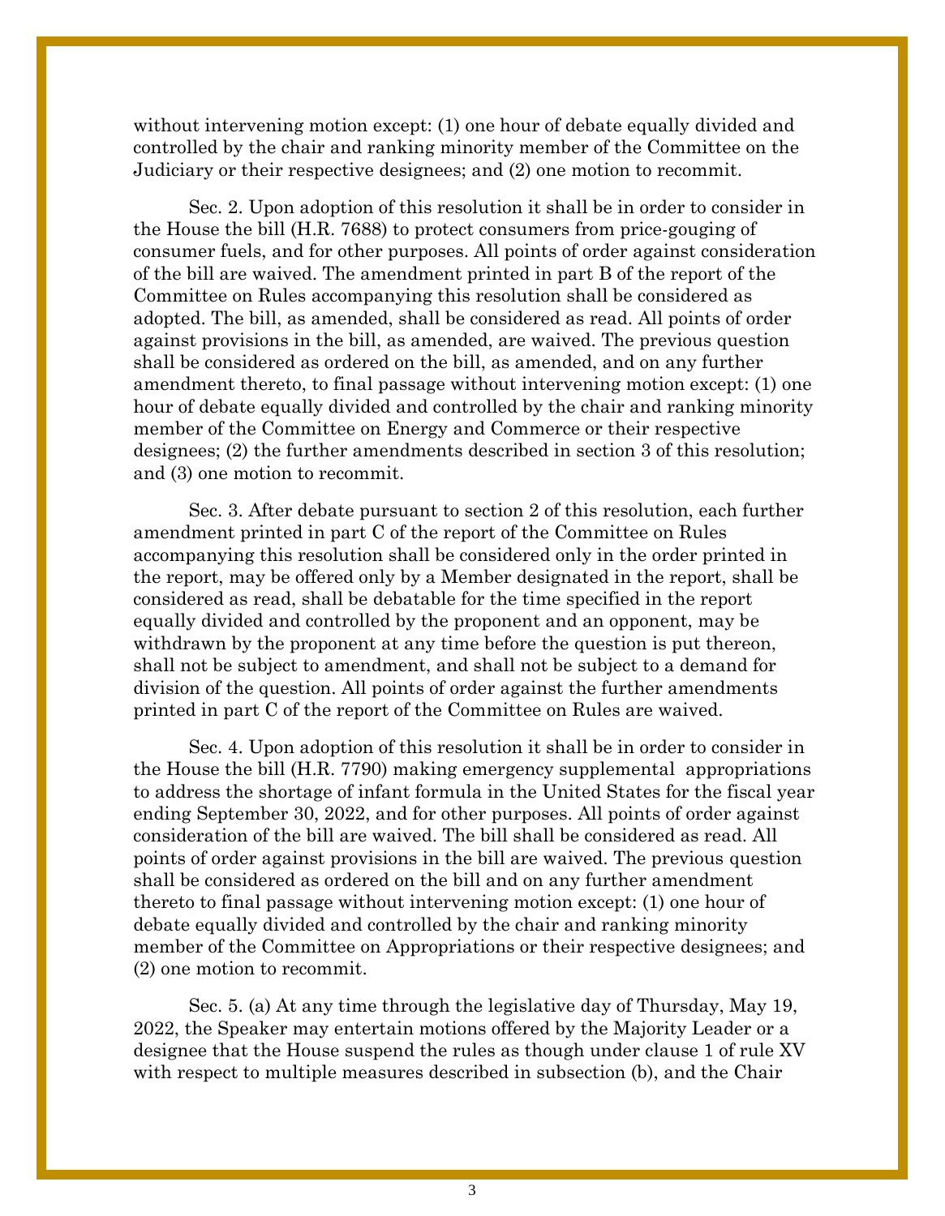without intervening motion except: (1) one hour of debate equally divided and controlled by the chair and ranking minority member of the Committee on the Judiciary or their respective designees; and (2) one motion to recommit.

Sec. 2. Upon adoption of this resolution it shall be in order to consider in the House the bill (H.R. 7688) to protect consumers from price-gouging of consumer fuels, and for other purposes. All points of order against consideration of the bill are waived. The amendment printed in part B of the report of the Committee on Rules accompanying this resolution shall be considered as adopted. The bill, as amended, shall be considered as read. All points of order against provisions in the bill, as amended, are waived. The previous question shall be considered as ordered on the bill, as amended, and on any further amendment thereto, to final passage without intervening motion except: (1) one hour of debate equally divided and controlled by the chair and ranking minority member of the Committee on Energy and Commerce or their respective designees; (2) the further amendments described in section 3 of this resolution; and (3) one motion to recommit.

Sec. 3. After debate pursuant to section 2 of this resolution, each further amendment printed in part C of the report of the Committee on Rules accompanying this resolution shall be considered only in the order printed in the report, may be offered only by a Member designated in the report, shall be considered as read, shall be debatable for the time specified in the report equally divided and controlled by the proponent and an opponent, may be withdrawn by the proponent at any time before the question is put thereon, shall not be subject to amendment, and shall not be subject to a demand for division of the question. All points of order against the further amendments printed in part C of the report of the Committee on Rules are waived.

Sec. 4. Upon adoption of this resolution it shall be in order to consider in the House the bill (H.R. 7790) making emergency supplemental appropriations to address the shortage of infant formula in the United States for the fiscal year ending September 30, 2022, and for other purposes. All points of order against consideration of the bill are waived. The bill shall be considered as read. All points of order against provisions in the bill are waived. The previous question shall be considered as ordered on the bill and on any further amendment thereto to final passage without intervening motion except: (1) one hour of debate equally divided and controlled by the chair and ranking minority member of the Committee on Appropriations or their respective designees; and (2) one motion to recommit.

Sec. 5. (a) At any time through the legislative day of Thursday, May 19, 2022, the Speaker may entertain motions offered by the Majority Leader or a designee that the House suspend the rules as though under clause 1 of rule XV with respect to multiple measures described in subsection (b), and the Chair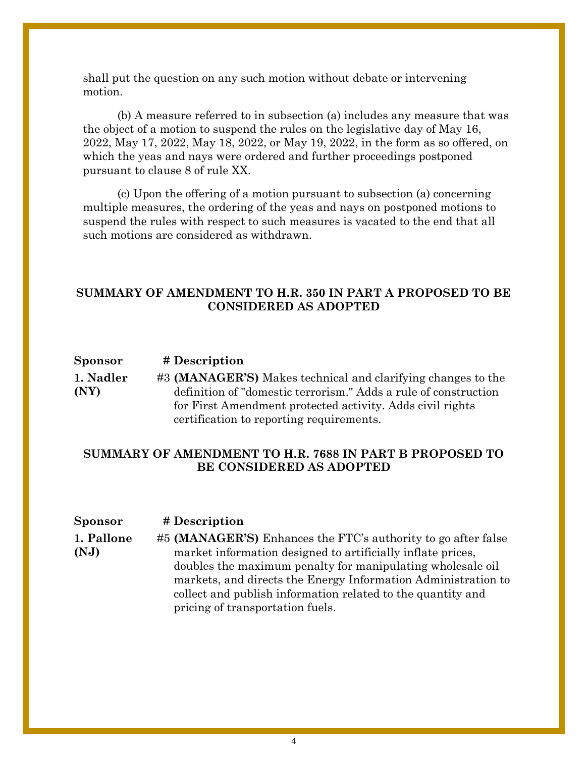shall put the question on any such motion without debate or intervening motion.

(b) A measure referred to in subsection (a) includes any measure that was the object of a motion to suspend the rules on the legislative day of May 16, 2022, May 17, 2022, May 18, 2022, or May 19, 2022, in the form as so offered, on which the yeas and nays were ordered and further proceedings postponed pursuant to clause 8 of rule XX.

(c) Upon the offering of a motion pursuant to subsection (a) concerning multiple measures, the ordering of the yeas and nays on postponed motions to suspend the rules with respect to such measures is vacated to the end that all such motions are considered as withdrawn.

## SUMMARY OF AMENDMENT TO H.R. 350 IN PART A PROPOSED TO BE CONSIDERED AS ADOPTED

| Sponsor | # | Description |
| --- | --- | --- |
| 1. Nadler (NY) | #3 | **(MANAGER'S)** Makes technical and clarifying changes to the definition of "domestic terrorism." Adds a rule of construction for First Amendment protected activity. Adds civil rights certification to reporting requirements. |

## SUMMARY OF AMENDMENT TO H.R. 7688 IN PART B PROPOSED TO BE CONSIDERED AS ADOPTED

| Sponsor | # | Description |
| --- | --- | --- |
| 1. Pallone (NJ) | #5 | **(MANAGER'S)** Enhances the FTC's authority to go after false market information designed to artificially inflate prices, doubles the maximum penalty for manipulating wholesale oil markets, and directs the Energy Information Administration to collect and publish information related to the quantity and pricing of transportation fuels. |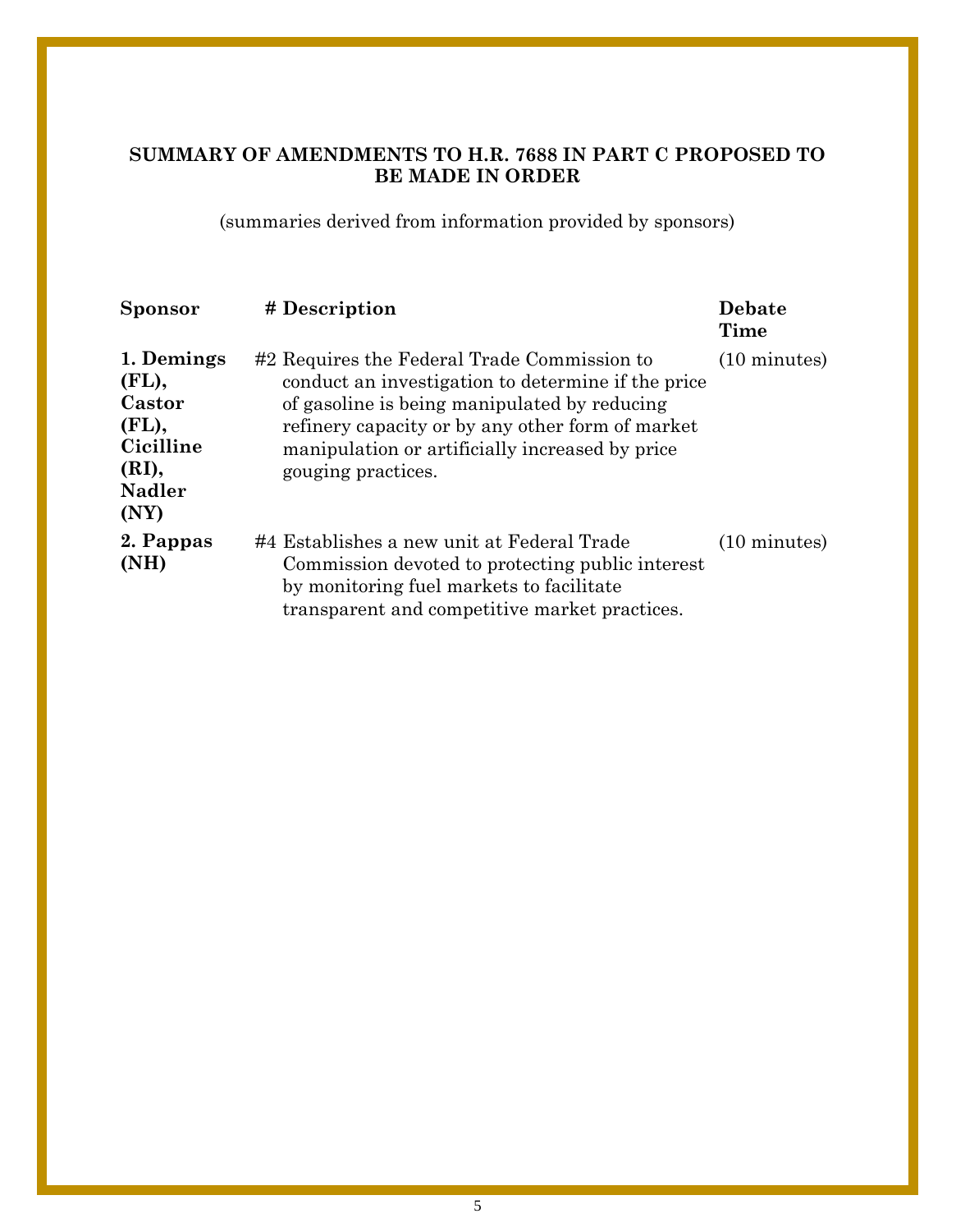**SUMMARY OF AMENDMENTS TO H.R. 7688 IN PART C PROPOSED TO BE MADE IN ORDER**

(summaries derived from information provided by sponsors)

| Sponsor | # Description | Debate Time |
| --- | --- | --- |
| **1. Demings (FL), Castor (FL), Cicilline (RI), Nadler (NY)** | #2 Requires the Federal Trade Commission to conduct an investigation to determine if the price of gasoline is being manipulated by reducing refinery capacity or by any other form of market manipulation or artificially increased by price gouging practices. | (10 minutes) |
| **2. Pappas (NH)** | #4 Establishes a new unit at Federal Trade Commission devoted to protecting public interest by monitoring fuel markets to facilitate transparent and competitive market practices. | (10 minutes) |